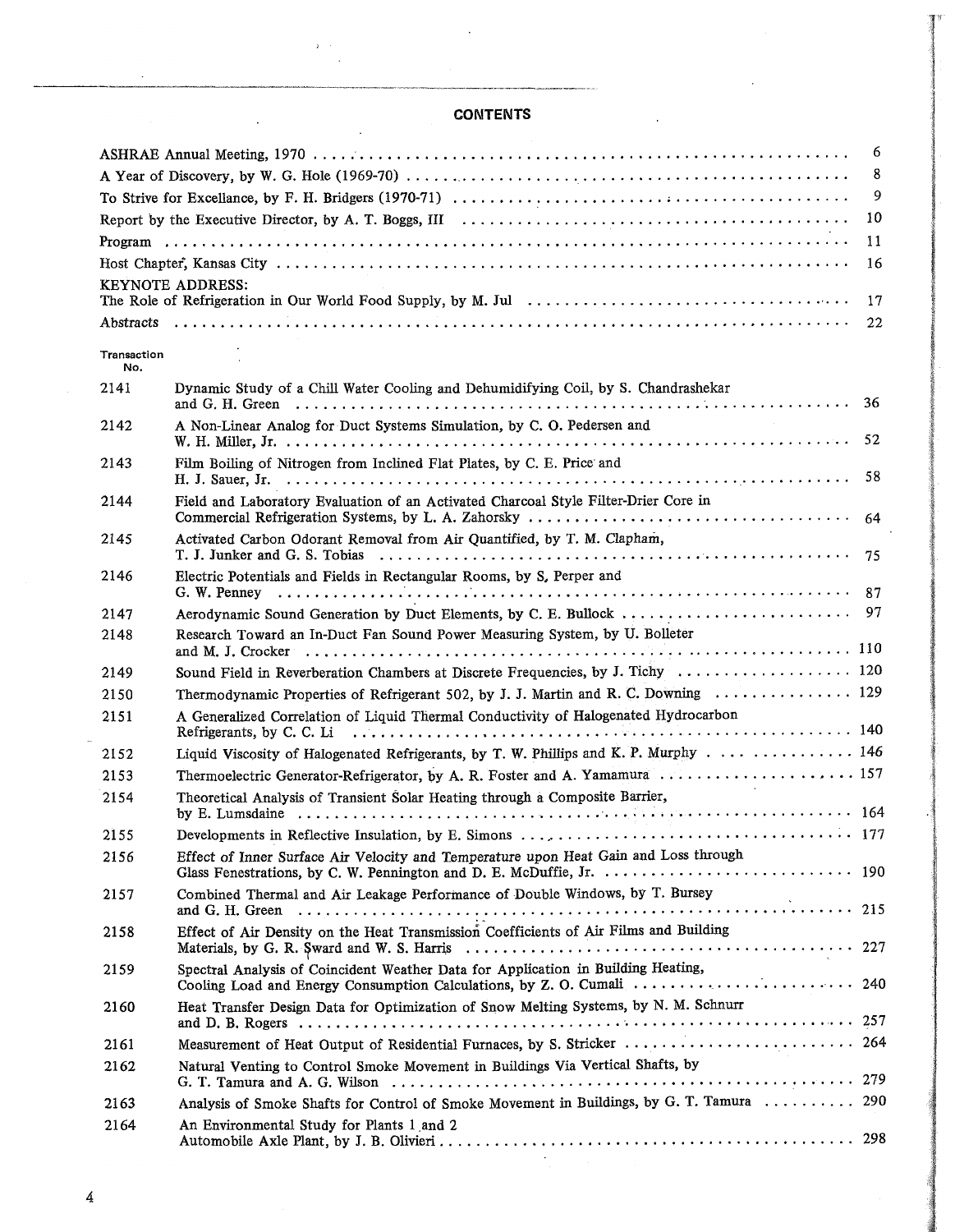# CONTENTS

| | | |
|---|---|---|
| ASHRAE Annual Meeting, 1970 | | 6 |
| A Year of Discovery, by W. G. Hole (1969-70) | | 8 |
| To Strive for Excellance, by F. H. Bridgers (1970-71) | | 9 |
| Report by the Executive Director, by A. T. Boggs, III | | 10 |
| Program | | 11 |
| Host Chapter, Kansas City | | 16 |
| KEYNOTE ADDRESS: The Role of Refrigeration in Our World Food Supply, by M. Jul | | 17 |
| Abstracts | | 22 |

| Transaction No. | | |
|---|---|---|
| 2141 | Dynamic Study of a Chill Water Cooling and Dehumidifying Coil, by S. Chandrashekar and G. H. Green | 36 |
| 2142 | A Non-Linear Analog for Duct Systems Simulation, by C. O. Pedersen and W. H. Miller, Jr. | 52 |
| 2143 | Film Boiling of Nitrogen from Inclined Flat Plates, by C. E. Price and H. J. Sauer, Jr. | 58 |
| 2144 | Field and Laboratory Evaluation of an Activated Charcoal Style Filter-Drier Core in Commercial Refrigeration Systems, by L. A. Zahorsky | 64 |
| 2145 | Activated Carbon Odorant Removal from Air Quantified, by T. M. Clapham, T. J. Junker and G. S. Tobias | 75 |
| 2146 | Electric Potentials and Fields in Rectangular Rooms, by S. Perper and G. W. Penney | 87 |
| 2147 | Aerodynamic Sound Generation by Duct Elements, by C. E. Bullock | 97 |
| 2148 | Research Toward an In-Duct Fan Sound Power Measuring System, by U. Bolleter and M. J. Crocker | 110 |
| 2149 | Sound Field in Reverberation Chambers at Discrete Frequencies, by J. Tichy | 120 |
| 2150 | Thermodynamic Properties of Refrigerant 502, by J. J. Martin and R. C. Downing | 129 |
| 2151 | A Generalized Correlation of Liquid Thermal Conductivity of Halogenated Hydrocarbon Refrigerants, by C. C. Li | 140 |
| 2152 | Liquid Viscosity of Halogenated Refrigerants, by T. W. Phillips and K. P. Murphy | 146 |
| 2153 | Thermoelectric Generator-Refrigerator, by A. R. Foster and A. Yamamura | 157 |
| 2154 | Theoretical Analysis of Transient Solar Heating through a Composite Barrier, by E. Lumsdaine | 164 |
| 2155 | Developments in Reflective Insulation, by E. Simons | 177 |
| 2156 | Effect of Inner Surface Air Velocity and Temperature upon Heat Gain and Loss through Glass Fenestrations, by C. W. Pennington and D. E. McDuffie, Jr. | 190 |
| 2157 | Combined Thermal and Air Leakage Performance of Double Windows, by T. Bursey and G. H. Green | 215 |
| 2158 | Effect of Air Density on the Heat Transmission Coefficients of Air Films and Building Materials, by G. R. Sward and W. S. Harris | 227 |
| 2159 | Spectral Analysis of Coincident Weather Data for Application in Building Heating, Cooling Load and Energy Consumption Calculations, by Z. O. Cumali | 240 |
| 2160 | Heat Transfer Design Data for Optimization of Snow Melting Systems, by N. M. Schnurr and D. B. Rogers | 257 |
| 2161 | Measurement of Heat Output of Residential Furnaces, by S. Stricker | 264 |
| 2162 | Natural Venting to Control Smoke Movement in Buildings Via Vertical Shafts, by G. T. Tamura and A. G. Wilson | 279 |
| 2163 | Analysis of Smoke Shafts for Control of Smoke Movement in Buildings, by G. T. Tamura | 290 |
| 2164 | An Environmental Study for Plants 1 and 2 Automobile Axle Plant, by J. B. Olivieri | 298 |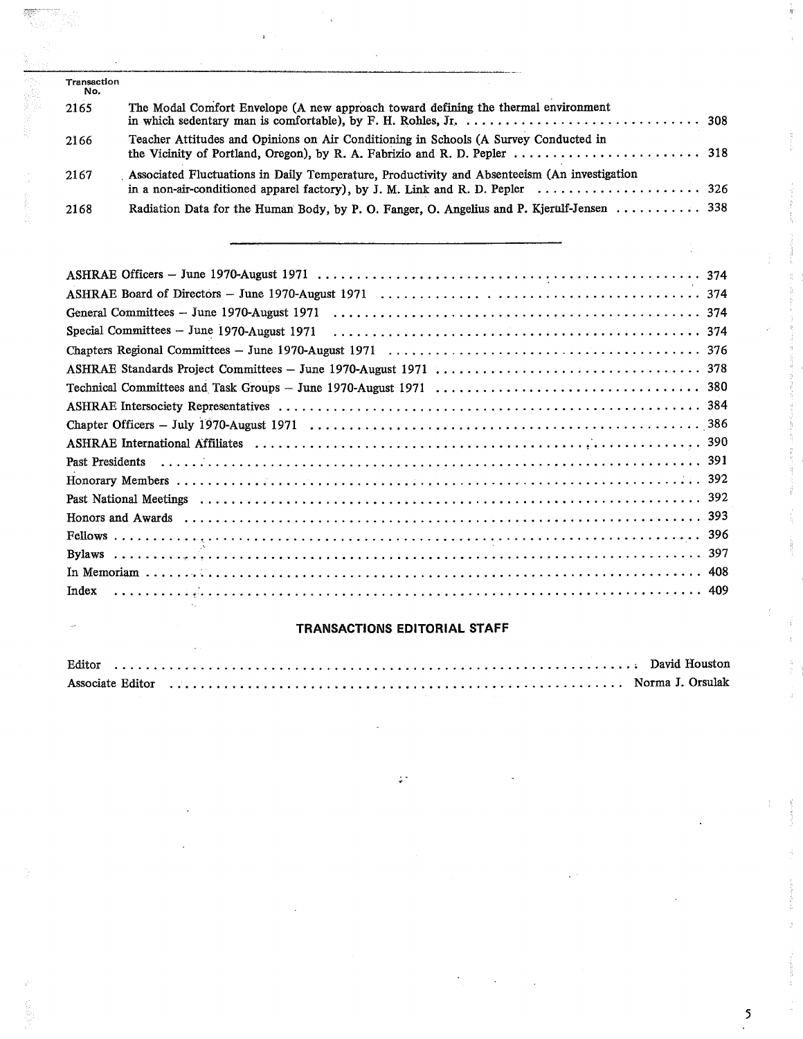| Transaction No. | | |
|---|---|---|
| 2165 | The Modal Comfort Envelope (A new approach toward defining the thermal environment in which sedentary man is comfortable), by F. H. Rohles, Jr. | 308 |
| 2166 | Teacher Attitudes and Opinions on Air Conditioning in Schools (A Survey Conducted in the Vicinity of Portland, Oregon), by R. A. Fabrizio and R. D. Pepler | 318 |
| 2167 | Associated Fluctuations in Daily Temperature, Productivity and Absenteeism (An investigation in a non-air-conditioned apparel factory), by J. M. Link and R. D. Pepler | 326 |
| 2168 | Radiation Data for the Human Body, by P. O. Fanger, O. Angelius and P. Kjerulf-Jensen | 338 |

---

| | |
|---|---|
| ASHRAE Officers – June 1970-August 1971 | 374 |
| ASHRAE Board of Directors – June 1970-August 1971 | 374 |
| General Committees – June 1970-August 1971 | 374 |
| Special Committees – June 1970-August 1971 | 374 |
| Chapters Regional Committees – June 1970-August 1971 | 376 |
| ASHRAE Standards Project Committees – June 1970-August 1971 | 378 |
| Technical Committees and Task Groups – June 1970-August 1971 | 380 |
| ASHRAE Intersociety Representatives | 384 |
| Chapter Officers – July 1970-August 1971 | 386 |
| ASHRAE International Affiliates | 390 |
| Past Presidents | 391 |
| Honorary Members | 392 |
| Past National Meetings | 392 |
| Honors and Awards | 393 |
| Fellows | 396 |
| Bylaws | 397 |
| In Memoriam | 408 |
| Index | 409 |

## TRANSACTIONS EDITORIAL STAFF

| | |
|---|---|
| Editor | David Houston |
| Associate Editor | Norma J. Orsulak |